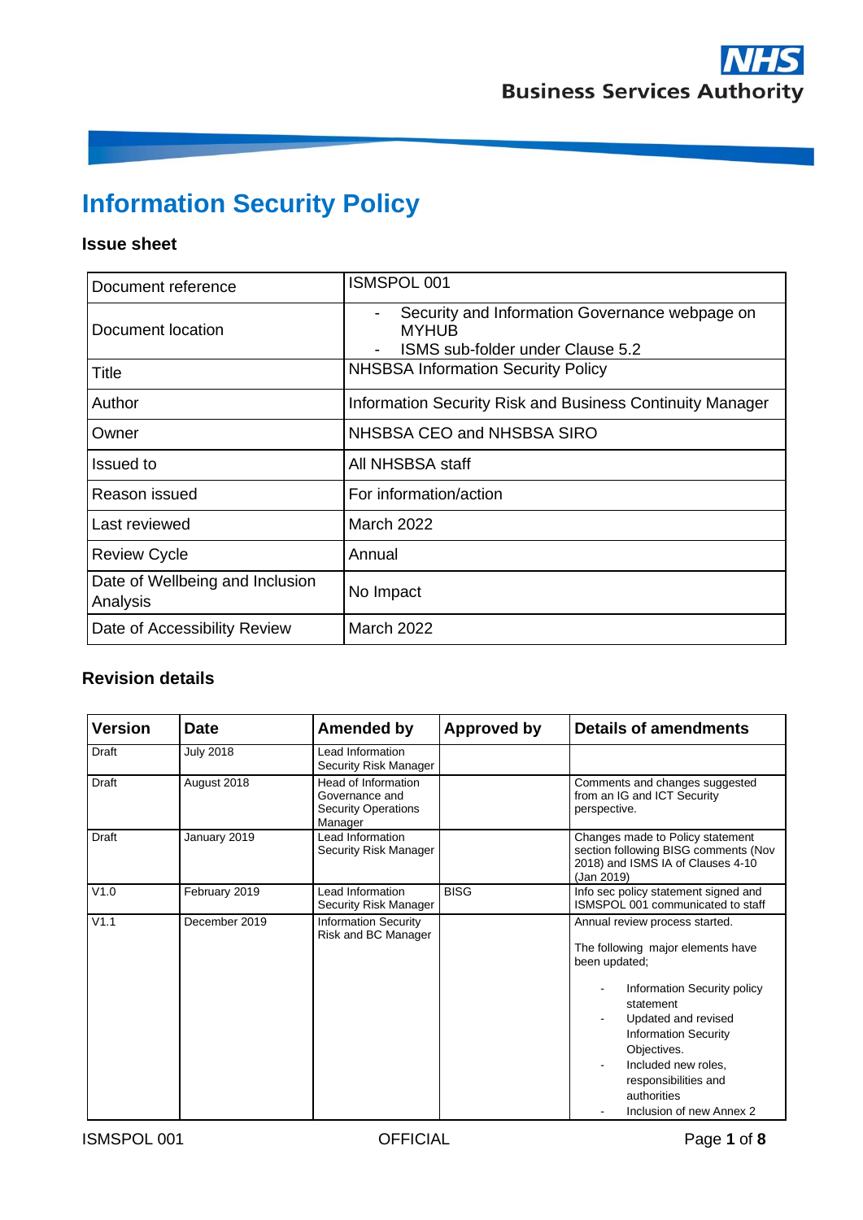# Information Security Policy

### Issue sheet

| | |
|---|---|
| Document reference | ISMSPOL 001 |
| Document location | - Security and Information Governance webpage on MYHUB<br>- ISMS sub-folder under Clause 5.2 |
| Title | NHSBSA Information Security Policy |
| Author | Information Security Risk and Business Continuity Manager |
| Owner | NHSBSA CEO and NHSBSA SIRO |
| Issued to | All NHSBSA staff |
| Reason issued | For information/action |
| Last reviewed | March 2022 |
| Review Cycle | Annual |
| Date of Wellbeing and Inclusion Analysis | No Impact |
| Date of Accessibility Review | March 2022 |

### Revision details

| Version | Date | Amended by | Approved by | Details of amendments |
|---|---|---|---|---|
| Draft | July 2018 | Lead Information Security Risk Manager | | |
| Draft | August 2018 | Head of Information Governance and Security Operations Manager | | Comments and changes suggested from an IG and ICT Security perspective. |
| Draft | January 2019 | Lead Information Security Risk Manager | | Changes made to Policy statement section following BISG comments (Nov 2018) and ISMS IA of Clauses 4-10 (Jan 2019) |
| V1.0 | February 2019 | Lead Information Security Risk Manager | BISG | Info sec policy statement signed and ISMSPOL 001 communicated to staff |
| V1.1 | December 2019 | Information Security Risk and BC Manager | | Annual review process started.<br><br>The following major elements have been updated;<br><br>- Information Security policy statement<br>- Updated and revised Information Security Objectives.<br>- Included new roles, responsibilities and authorities<br>- Inclusion of new Annex 2 |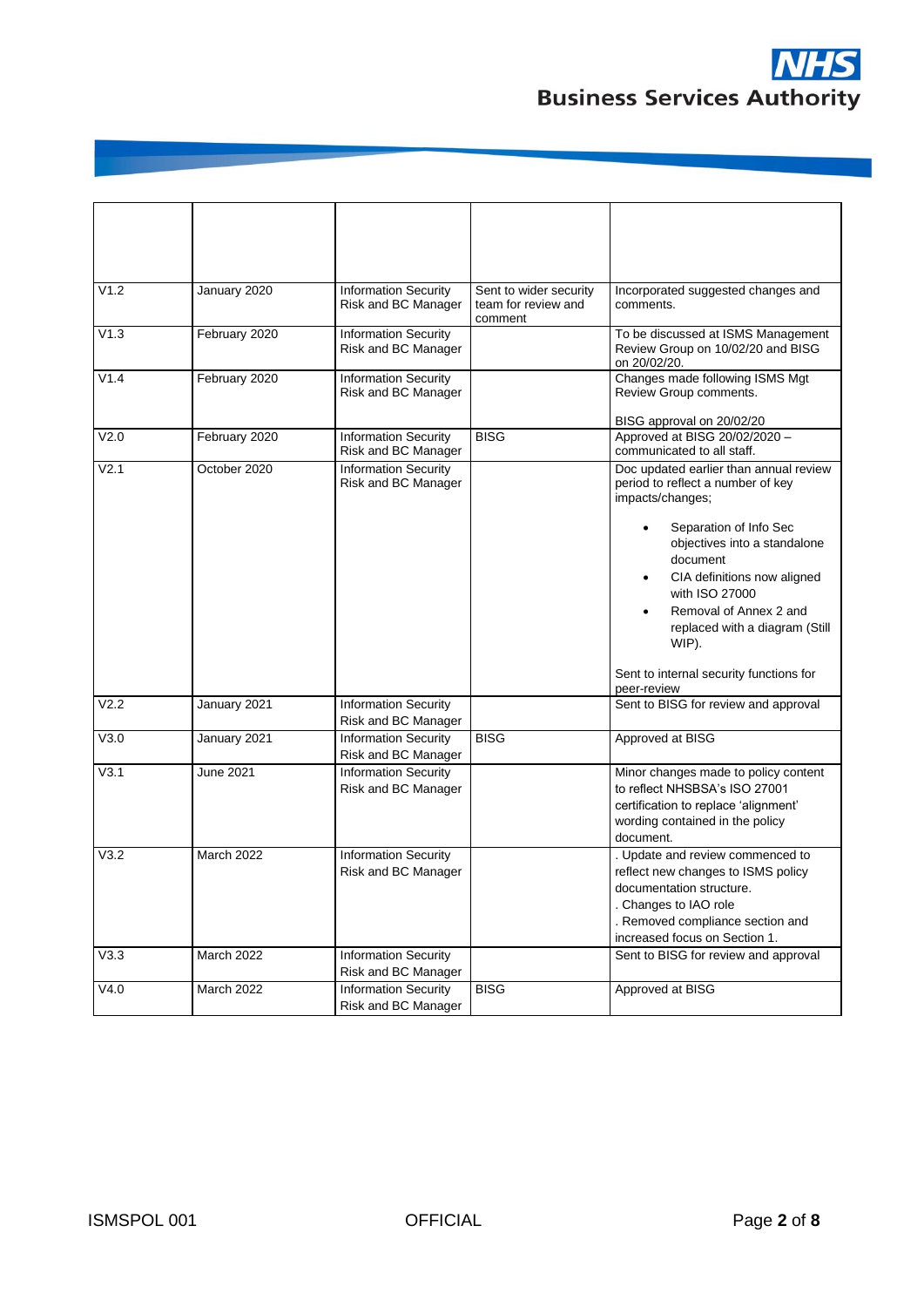| | | | | |
|---|---|---|---|---|
| V1.2 | January 2020 | Information Security Risk and BC Manager | Sent to wider security team for review and comment | Incorporated suggested changes and comments. |
| V1.3 | February 2020 | Information Security Risk and BC Manager | | To be discussed at ISMS Management Review Group on 10/02/20 and BISG on 20/02/20. |
| V1.4 | February 2020 | Information Security Risk and BC Manager | | Changes made following ISMS Mgt Review Group comments.<br><br>BISG approval on 20/02/20 |
| V2.0 | February 2020 | Information Security Risk and BC Manager | BISG | Approved at BISG 20/02/2020 – communicated to all staff. |
| V2.1 | October 2020 | Information Security Risk and BC Manager | | Doc updated earlier than annual review period to reflect a number of key impacts/changes;<br><br>• Separation of Info Sec objectives into a standalone document<br>• CIA definitions now aligned with ISO 27000<br>• Removal of Annex 2 and replaced with a diagram (Still WIP).<br><br>Sent to internal security functions for peer-review |
| V2.2 | January 2021 | Information Security Risk and BC Manager | | Sent to BISG for review and approval |
| V3.0 | January 2021 | Information Security Risk and BC Manager | BISG | Approved at BISG |
| V3.1 | June 2021 | Information Security Risk and BC Manager | | Minor changes made to policy content to reflect NHSBSA's ISO 27001 certification to replace 'alignment' wording contained in the policy document. |
| V3.2 | March 2022 | Information Security Risk and BC Manager | | . Update and review commenced to reflect new changes to ISMS policy documentation structure.<br>. Changes to IAO role<br>. Removed compliance section and increased focus on Section 1. |
| V3.3 | March 2022 | Information Security Risk and BC Manager | | Sent to BISG for review and approval |
| V4.0 | March 2022 | Information Security Risk and BC Manager | BISG | Approved at BISG |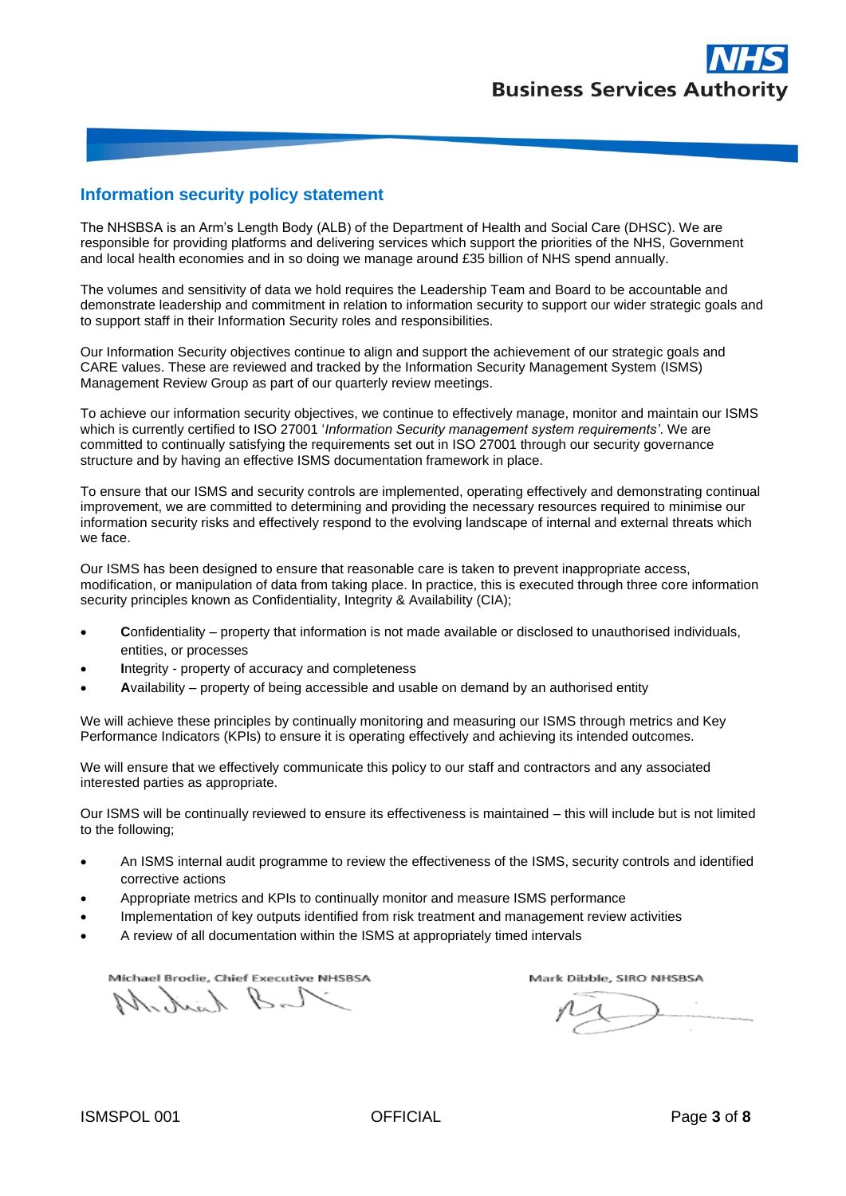## Information security policy statement

The NHSBSA is an Arm's Length Body (ALB) of the Department of Health and Social Care (DHSC). We are responsible for providing platforms and delivering services which support the priorities of the NHS, Government and local health economies and in so doing we manage around £35 billion of NHS spend annually.

The volumes and sensitivity of data we hold requires the Leadership Team and Board to be accountable and demonstrate leadership and commitment in relation to information security to support our wider strategic goals and to support staff in their Information Security roles and responsibilities.

Our Information Security objectives continue to align and support the achievement of our strategic goals and CARE values. These are reviewed and tracked by the Information Security Management System (ISMS) Management Review Group as part of our quarterly review meetings.

To achieve our information security objectives, we continue to effectively manage, monitor and maintain our ISMS which is currently certified to ISO 27001 '*Information Security management system requirements'*. We are committed to continually satisfying the requirements set out in ISO 27001 through our security governance structure and by having an effective ISMS documentation framework in place.

To ensure that our ISMS and security controls are implemented, operating effectively and demonstrating continual improvement, we are committed to determining and providing the necessary resources required to minimise our information security risks and effectively respond to the evolving landscape of internal and external threats which we face.

Our ISMS has been designed to ensure that reasonable care is taken to prevent inappropriate access, modification, or manipulation of data from taking place. In practice, this is executed through three core information security principles known as Confidentiality, Integrity & Availability (CIA);

- **C**onfidentiality – property that information is not made available or disclosed to unauthorised individuals, entities, or processes
- **I**ntegrity - property of accuracy and completeness
- **A**vailability – property of being accessible and usable on demand by an authorised entity

We will achieve these principles by continually monitoring and measuring our ISMS through metrics and Key Performance Indicators (KPIs) to ensure it is operating effectively and achieving its intended outcomes.

We will ensure that we effectively communicate this policy to our staff and contractors and any associated interested parties as appropriate.

Our ISMS will be continually reviewed to ensure its effectiveness is maintained – this will include but is not limited to the following;

- An ISMS internal audit programme to review the effectiveness of the ISMS, security controls and identified corrective actions
- Appropriate metrics and KPIs to continually monitor and measure ISMS performance
- Implementation of key outputs identified from risk treatment and management review activities
- A review of all documentation within the ISMS at appropriately timed intervals

Michael Brodie, Chief Executive NHSBSA

Mark Dibble, SIRO NHSBSA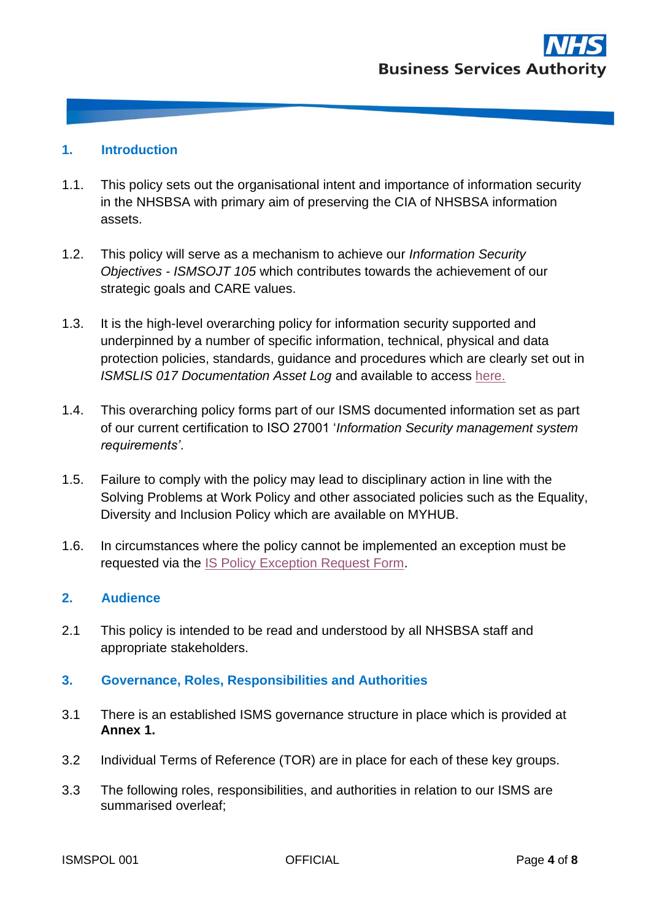## 1. Introduction

1.1. This policy sets out the organisational intent and importance of information security in the NHSBSA with primary aim of preserving the CIA of NHSBSA information assets.

1.2. This policy will serve as a mechanism to achieve our *Information Security Objectives - ISMSOJT 105* which contributes towards the achievement of our strategic goals and CARE values.

1.3. It is the high-level overarching policy for information security supported and underpinned by a number of specific information, technical, physical and data protection policies, standards, guidance and procedures which are clearly set out in *ISMSLIS 017 Documentation Asset Log* and available to access here.

1.4. This overarching policy forms part of our ISMS documented information set as part of our current certification to ISO 27001 '*Information Security management system requirements'*.

1.5. Failure to comply with the policy may lead to disciplinary action in line with the Solving Problems at Work Policy and other associated policies such as the Equality, Diversity and Inclusion Policy which are available on MYHUB.

1.6. In circumstances where the policy cannot be implemented an exception must be requested via the IS Policy Exception Request Form.

## 2. Audience

2.1 This policy is intended to be read and understood by all NHSBSA staff and appropriate stakeholders.

## 3. Governance, Roles, Responsibilities and Authorities

3.1 There is an established ISMS governance structure in place which is provided at **Annex 1.**

3.2 Individual Terms of Reference (TOR) are in place for each of these key groups.

3.3 The following roles, responsibilities, and authorities in relation to our ISMS are summarised overleaf;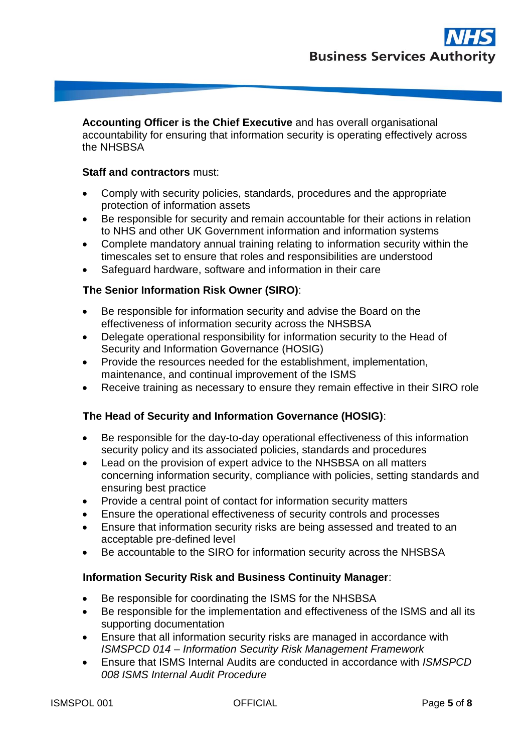**Accounting Officer is the Chief Executive** and has overall organisational accountability for ensuring that information security is operating effectively across the NHSBSA

**Staff and contractors** must:

- Comply with security policies, standards, procedures and the appropriate protection of information assets
- Be responsible for security and remain accountable for their actions in relation to NHS and other UK Government information and information systems
- Complete mandatory annual training relating to information security within the timescales set to ensure that roles and responsibilities are understood
- Safeguard hardware, software and information in their care

**The Senior Information Risk Owner (SIRO)**:

- Be responsible for information security and advise the Board on the effectiveness of information security across the NHSBSA
- Delegate operational responsibility for information security to the Head of Security and Information Governance (HOSIG)
- Provide the resources needed for the establishment, implementation, maintenance, and continual improvement of the ISMS
- Receive training as necessary to ensure they remain effective in their SIRO role

**The Head of Security and Information Governance (HOSIG)**:

- Be responsible for the day-to-day operational effectiveness of this information security policy and its associated policies, standards and procedures
- Lead on the provision of expert advice to the NHSBSA on all matters concerning information security, compliance with policies, setting standards and ensuring best practice
- Provide a central point of contact for information security matters
- Ensure the operational effectiveness of security controls and processes
- Ensure that information security risks are being assessed and treated to an acceptable pre-defined level
- Be accountable to the SIRO for information security across the NHSBSA

**Information Security Risk and Business Continuity Manager**:

- Be responsible for coordinating the ISMS for the NHSBSA
- Be responsible for the implementation and effectiveness of the ISMS and all its supporting documentation
- Ensure that all information security risks are managed in accordance with *ISMSPCD 014 – Information Security Risk Management Framework*
- Ensure that ISMS Internal Audits are conducted in accordance with *ISMSPCD 008 ISMS Internal Audit Procedure*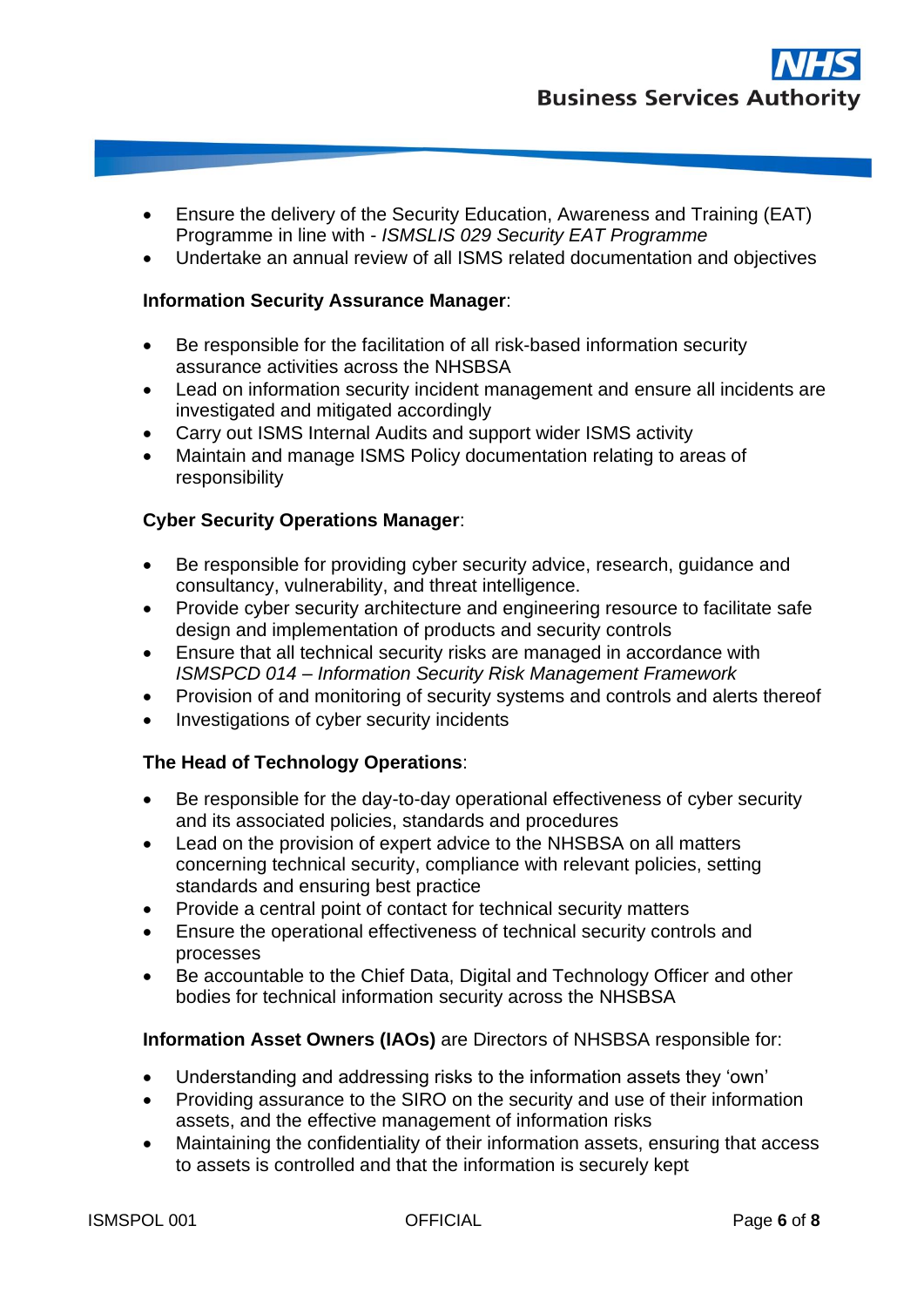- Ensure the delivery of the Security Education, Awareness and Training (EAT) Programme in line with - *ISMSLIS 029 Security EAT Programme*
- Undertake an annual review of all ISMS related documentation and objectives

**Information Security Assurance Manager**:

- Be responsible for the facilitation of all risk-based information security assurance activities across the NHSBSA
- Lead on information security incident management and ensure all incidents are investigated and mitigated accordingly
- Carry out ISMS Internal Audits and support wider ISMS activity
- Maintain and manage ISMS Policy documentation relating to areas of responsibility

**Cyber Security Operations Manager**:

- Be responsible for providing cyber security advice, research, guidance and consultancy, vulnerability, and threat intelligence.
- Provide cyber security architecture and engineering resource to facilitate safe design and implementation of products and security controls
- Ensure that all technical security risks are managed in accordance with *ISMSPCD 014 – Information Security Risk Management Framework*
- Provision of and monitoring of security systems and controls and alerts thereof
- Investigations of cyber security incidents

**The Head of Technology Operations**:

- Be responsible for the day-to-day operational effectiveness of cyber security and its associated policies, standards and procedures
- Lead on the provision of expert advice to the NHSBSA on all matters concerning technical security, compliance with relevant policies, setting standards and ensuring best practice
- Provide a central point of contact for technical security matters
- Ensure the operational effectiveness of technical security controls and processes
- Be accountable to the Chief Data, Digital and Technology Officer and other bodies for technical information security across the NHSBSA

**Information Asset Owners (IAOs)** are Directors of NHSBSA responsible for:

- Understanding and addressing risks to the information assets they 'own'
- Providing assurance to the SIRO on the security and use of their information assets, and the effective management of information risks
- Maintaining the confidentiality of their information assets, ensuring that access to assets is controlled and that the information is securely kept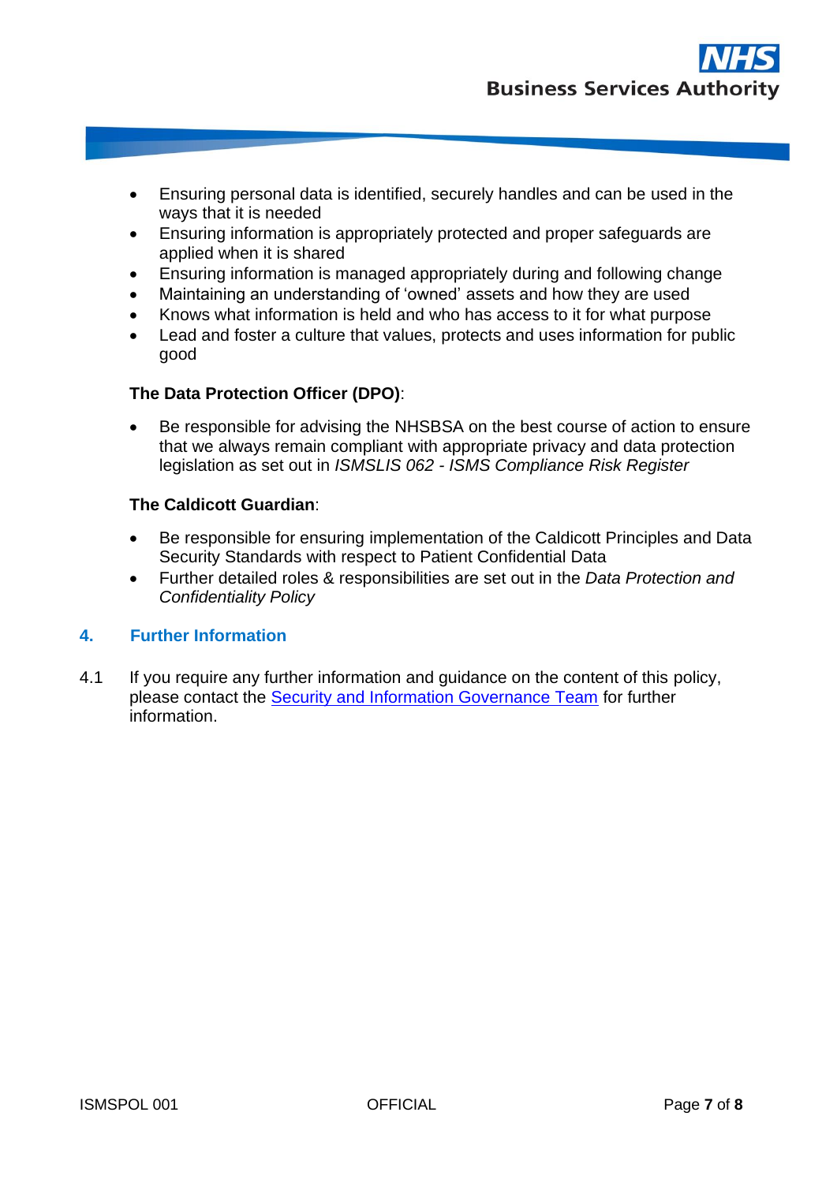- Ensuring personal data is identified, securely handles and can be used in the ways that it is needed
- Ensuring information is appropriately protected and proper safeguards are applied when it is shared
- Ensuring information is managed appropriately during and following change
- Maintaining an understanding of 'owned' assets and how they are used
- Knows what information is held and who has access to it for what purpose
- Lead and foster a culture that values, protects and uses information for public good

**The Data Protection Officer (DPO)**:

- Be responsible for advising the NHSBSA on the best course of action to ensure that we always remain compliant with appropriate privacy and data protection legislation as set out in *ISMSLIS 062 - ISMS Compliance Risk Register*

**The Caldicott Guardian**:

- Be responsible for ensuring implementation of the Caldicott Principles and Data Security Standards with respect to Patient Confidential Data
- Further detailed roles & responsibilities are set out in the *Data Protection and Confidentiality Policy*

## 4. Further Information

4.1 If you require any further information and guidance on the content of this policy, please contact the Security and Information Governance Team for further information.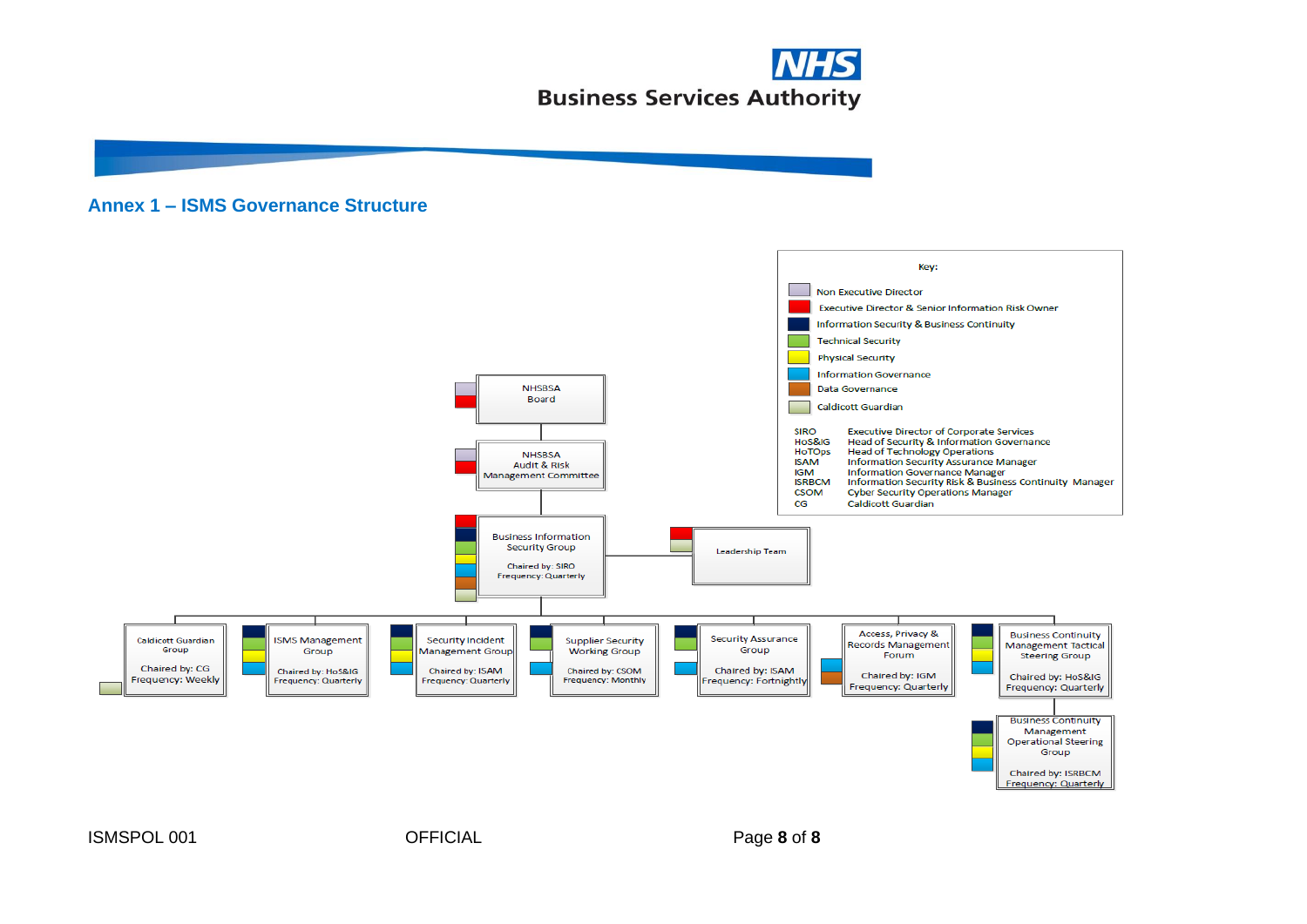## Annex 1 – ISMS Governance Structure

Key:

- Non Executive Director
- Executive Director & Senior Information Risk Owner
- Information Security & Business Continuity
- Technical Security
- Physical Security
- Information Governance
- Data Governance
- Caldicott Guardian

| | |
|---|---|
| SIRO | Executive Director of Corporate Services |
| HoS&IG | Head of Security & Information Governance |
| HoTOps | Head of Technology Operations |
| ISAM | Information Security Assurance Manager |
| IGM | Information Governance Manager |
| ISRBCM | Information Security Risk & Business Continuity Manager |
| CSOM | Cyber Security Operations Manager |
| CG | Caldicott Guardian |

NHSBSA Board

NHSBSA Audit & Risk Management Committee

Business Information Security Group
Chaired by: SIRO
Frequency: Quarterly

Leadership Team

Caldicott Guardian Group
Chaired by: CG
Frequency: Weekly

ISMS Management Group
Chaired by: HoS&IG
Frequency: Quarterly

Security Incident Management Group
Chaired by: ISAM
Frequency: Quarterly

Supplier Security Working Group
Chaired by: CSOM
Frequency: Monthly

Security Assurance Group
Chaired by: ISAM
Frequency: Fortnightly

Access, Privacy & Records Management Forum
Chaired by: IGM
Frequency: Quarterly

Business Continuity Management Tactical Steering Group
Chaired by: HoS&IG
Frequency: Quarterly

Business Continuity Management Operational Steering Group
Chaired by: ISRBCM
Frequency: Quarterly